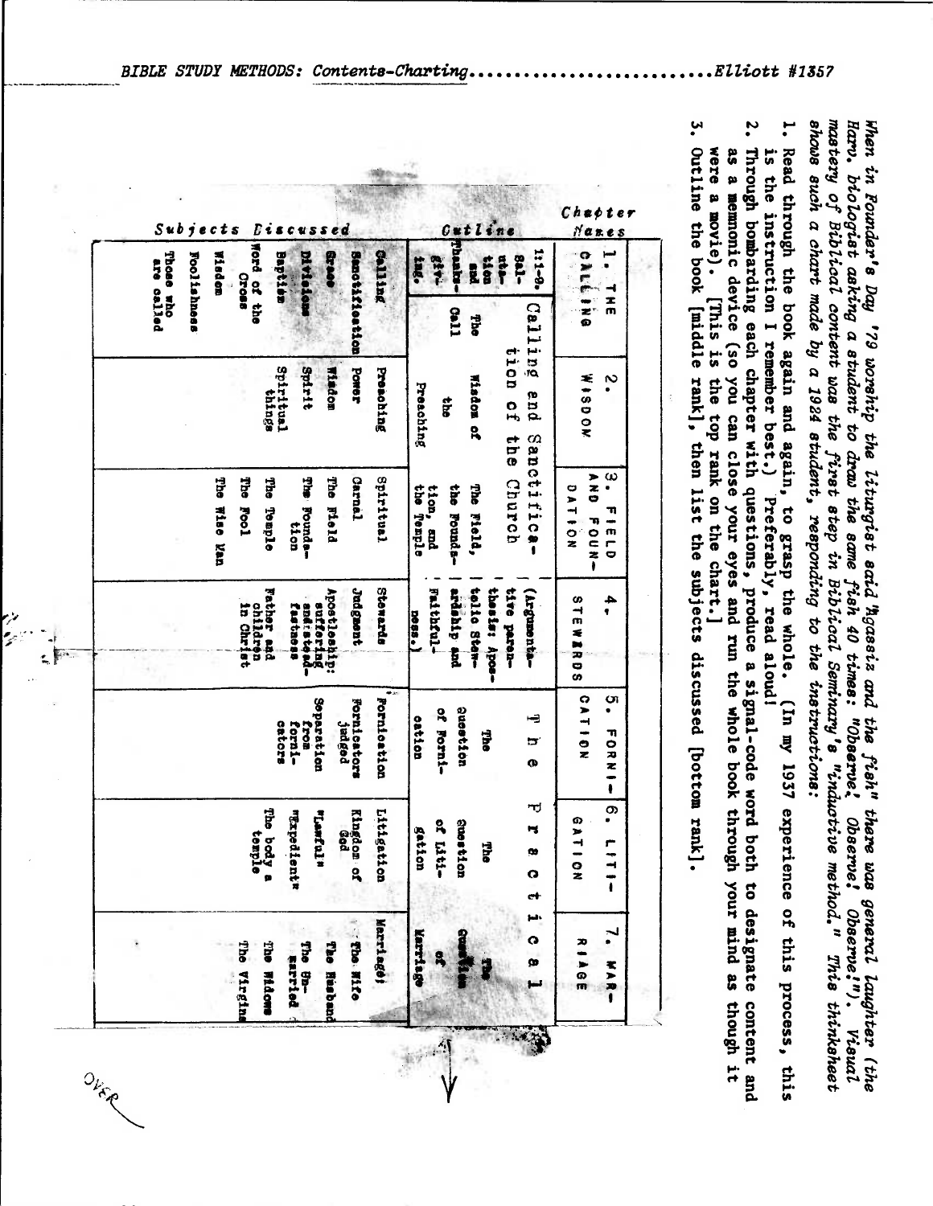BIBLE STUDY METHODS: Contents-Charting..........................Elliott #1357

*When in Founder's Day '79 worship the liturgist said "Agassiz and the fish" there was general laughter (the Harv. biologist asking a student to draw the same fish 40 times: "Observe, Observe! Observe!"). Visual mastery of Biblical content was the first step in Biblical Seminary's "inductive method." This thinksheet shows such a chart made by a 1924 student, responding to the instructions:*

1. Read through the book again and again, to grasp the whole. (In my 1937 experience of this process, this is the instruction I remember best.) Preferably, read aloud!
2. Through bombarding each chapter with questions, produce a signal-code word both to designate content and as a mnemonic device (so you can close your eyes and run the whole book through your mind as though it were a movie). [This is the top rank on the chart.]
3. Outline the book [middle rank], then list the subjects discussed [bottom rank].

| | | | | | | | |
|---|---|---|---|---|---|---|---|
| **Chapter Names** | 1. THE CALLING | 2. WISDOM | 3. FIELD AND FOUNDATION | 4. STEWARDS | 5. FORNICATION | 6. LITIGATION | 7. MARRIAGE |
| **Outline** | 1:1-9. Salutation and Thanksgiving. The Call | Calling and Sanctification of the Church — The Wisdom of the Preaching | The Field, the Foundation, and the Temple | (Argumentative parenthesis: Apostolic Stewardship and Faithfulness.) | The Practical — The Question of Fornication | The Question of Litigation | The Question of Marriage |
| **Subjects Discussed** | Calling, Sanctification, Grace, Divisions, Baptism, Word of the Cross, Wisdom, Foolishness, Those who are called | Preaching, Power, Wisdom, Spirit, Spiritual things | Spiritual, Carnal, The Field, The Foundation, The Temple, The Fool, The Wise Man | Stewards, Judgment, Apostleship: suffering and steadfastness, Father and children in Christ | Fornication, Fornicators judged, Separation from fornicators | Litigation, Kingdom of God, "Lawful", "Expedient", The body a temple | Marriage, The Wife, The Husband, The Unmarried, The Widows, The Virgins |

OVER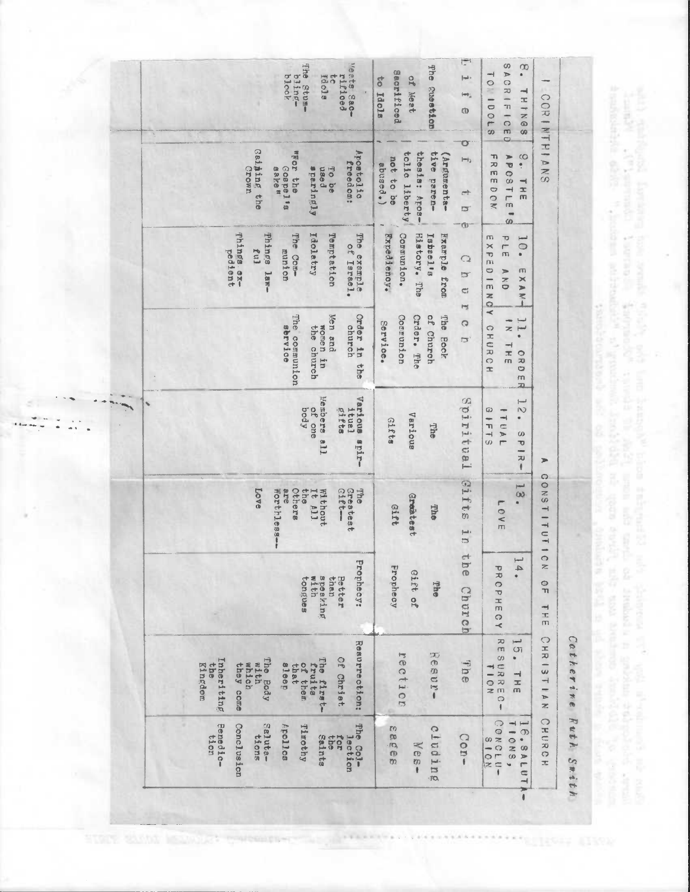# I CORINTHIANS — A CONSTITUTION OF THE CHRISTIAN CHURCH

*Catherine Ruth Smith*

| 8. THINGS SACRIFICED TO IDOLS | 9. THE APOSTLE'S FREEDOM | 10. EXAMPLE AND EXPEDIENCY | 11. ORDER IN THE CHURCH | 12. SPIRITUAL GIFTS | 13. LOVE | 14. PROPHECY | 15. THE RESURRECTION | 16. SALUTATIONS, CONCLUSION |
|---|---|---|---|---|---|---|---|---|
| Life of the Church | | | | Spiritual Gifts in the Church | | | The Resurrection | Concluding Messages |
| The Question of Meat Sacrificed to Idols | (Argumentative parenthesis: Apostolic liberty not to be abused.) | Example from Israel's History. The Communion. Expediency. | The Rock of Church Order. The Communion Service. | The Various Gifts | The Greatest Gift | The Gift of Prophecy | | |
| Meats Sacrificed to Idols<br><br>The Stumbling-block | Apostolic freedom:<br><br>To be used sparingly<br><br>"For the Gospel's sake"<br><br>Gaining the Crown | The example of Israel.<br><br>Temptation<br><br>Idolatry<br><br>The Communion<br><br>Things lawful<br><br>Things expedient | Order in the church<br><br>Men and women in the church<br><br>The communion service | Various spiritual gifts<br><br>Members all of one body | The Greatest Gift—<br><br>Without it All the Others are Worthless—<br><br>Love | Prophecy:<br><br>Better than speaking with tongues | Resurrection:<br><br>Of Christ<br><br>The first-fruits of them that sleep<br><br>The Body with which they come<br><br>Inheriting the Kingdom | The Collection for the Saints<br><br>Timothy<br><br>Apollos<br><br>Salutations<br><br>Conclusion<br><br>Benediction |